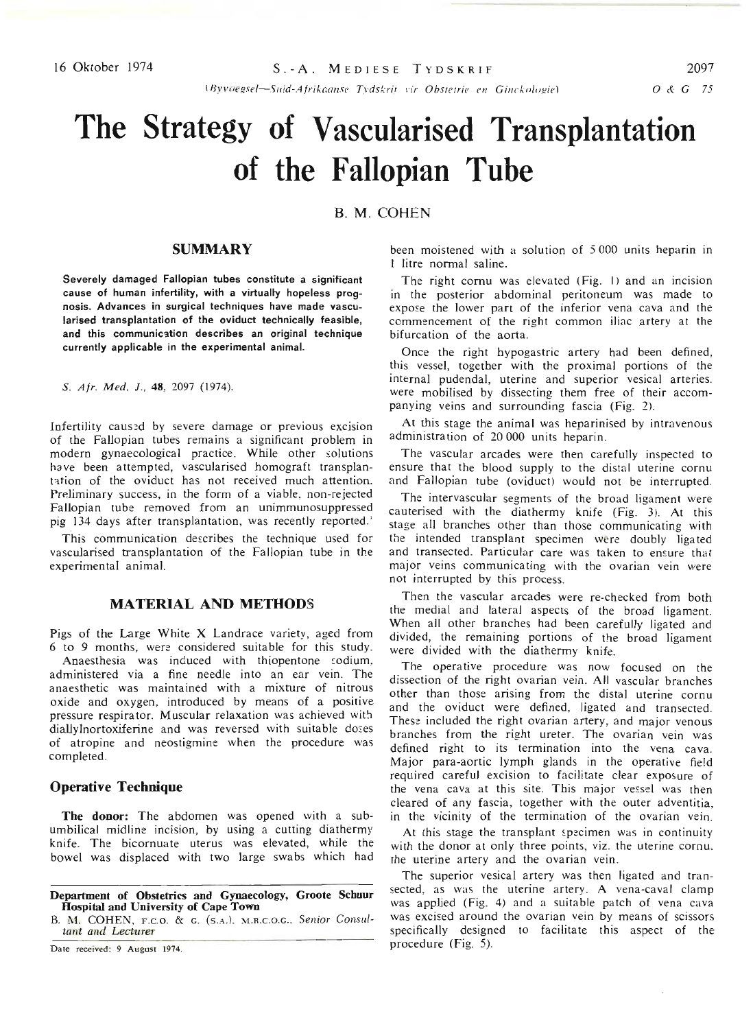# The Strategy of Vascularised Transplantation of the Fallopian Tube

B. M. COHEN

## SUMMARY

**Severely damaged Fallopian tubes constitute a significant cause of human infertility, with a virtually hopeless prognosis. Advances in surgical techniques have made vascularised transplantation of the oviduct technically feasible, and this communication describes an original technique currently applicable in the experimental animal.**

*S. Afr. Med. J.*, **48**, 2097 (1974).

Infertility caused by severe damage or previous excision of the Fallopian tubes remains a significant problem in modern gynaecological practice. While other solutions have been attempted, vascularised homograft transplantation of the oviduct has not received much attention. Preliminary success, in the form of a viable, non-rejected Fallopian tube removed from an unimmunosuppressed pig 134 days after transplantation, was recently reported.[1]

This communication describes the technique used for vascularised transplantation of the Fallopian tube in the experimental animal.

## MATERIAL AND METHODS

Pigs of the Large White X Landrace variety, aged from 6 to 9 months, were considered suitable for this study.

Anaesthesia was induced with thiopentone sodium, administered via a fine needle into an ear vein. The anaesthetic was maintained with a mixture of nitrous oxide and oxygen, introduced by means of a positive pressure respirator. Muscular relaxation was achieved with diallylnortoxiferine and was reversed with suitable doses of atropine and neostigmine when the procedure was completed.

### Operative Technique

**The donor:** The abdomen was opened with a subumbilical midline incision, by using a cutting diathermy knife. The bicornuate uterus was elevated, while the bowel was displaced with two large swabs which had been moistened with a solution of 5 000 units heparin in 1 litre normal saline.

The right cornu was elevated (Fig. 1) and an incision in the posterior abdominal peritoneum was made to expose the lower part of the inferior vena cava and the commencement of the right common iliac artery at the bifurcation of the aorta.

Once the right hypogastric artery had been defined, this vessel, together with the proximal portions of the internal pudendal, uterine and superior vesical arteries, were mobilised by dissecting them free of their accompanying veins and surrounding fascia (Fig. 2).

At this stage the animal was heparinised by intravenous administration of 20 000 units heparin.

The vascular arcades were then carefully inspected to ensure that the blood supply to the distal uterine cornu and Fallopian tube (oviduct) would not be interrupted.

The intervascular segments of the broad ligament were cauterised with the diathermy knife (Fig. 3). At this stage all branches other than those communicating with the intended transplant specimen were doubly ligated and transected. Particular care was taken to ensure that major veins communicating with the ovarian vein were not interrupted by this process.

Then the vascular arcades were re-checked from both the medial and lateral aspects of the broad ligament. When all other branches had been carefully ligated and divided, the remaining portions of the broad ligament were divided with the diathermy knife.

The operative procedure was now focused on the dissection of the right ovarian vein. All vascular branches other than those arising from the distal uterine cornu and the oviduct were defined, ligated and transected. These included the right ovarian artery, and major venous branches from the right ureter. The ovarian vein was defined right to its termination into the vena cava. Major para-aortic lymph glands in the operative field required careful excision to facilitate clear exposure of the vena cava at this site. This major vessel was then cleared of any fascia, together with the outer adventitia, in the vicinity of the termination of the ovarian vein.

At this stage the transplant specimen was in continuity with the donor at only three points, viz. the uterine cornu, the uterine artery and the ovarian vein.

The superior vesical artery was then ligated and transected, as was the uterine artery. A vena-caval clamp was applied (Fig. 4) and a suitable patch of vena cava was excised around the ovarian vein by means of scissors specifically designed to facilitate this aspect of the procedure (Fig. 5).

Department of Obstetrics and Gynaecology, Groote Schuur Hospital and University of Cape Town

B. M. COHEN, F.C.O. & G. (S.A.), M.R.C.O.G., *Senior Consultant and Lecturer*

Date received: 9 August 1974.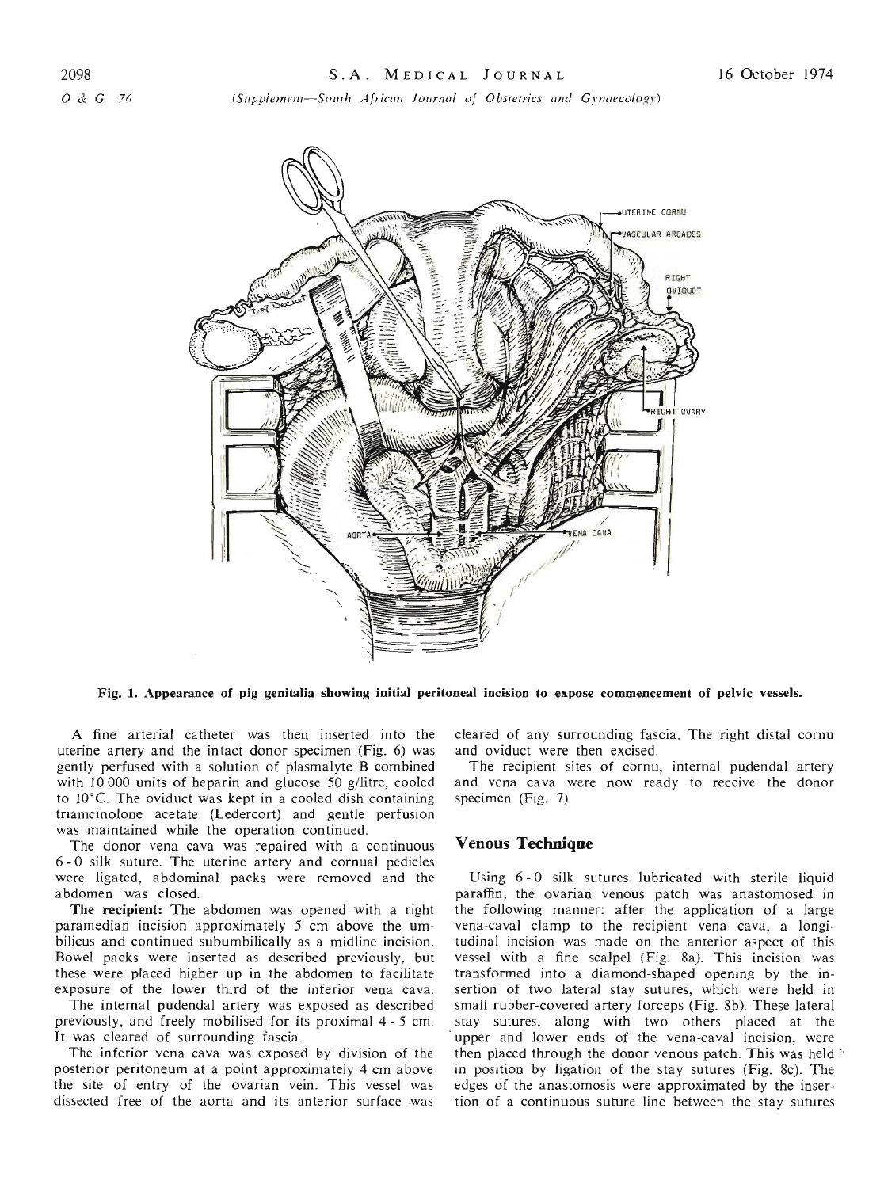Fig. 1. Appearance of pig genitalia showing initial peritoneal incision to expose commencement of pelvic vessels.

A fine arterial catheter was then inserted into the uterine artery and the intact donor specimen (Fig. 6) was gently perfused with a solution of plasmalyte B combined with 10 000 units of heparin and glucose 50 g/litre, cooled to 10°C. The oviduct was kept in a cooled dish containing triamcinolone acetate (Ledercort) and gentle perfusion was maintained while the operation continued.

The donor vena cava was repaired with a continuous 6-0 silk suture. The uterine artery and cornual pedicles were ligated, abdominal packs were removed and the abdomen was closed.

**The recipient:** The abdomen was opened with a right paramedian incision approximately 5 cm above the umbilicus and continued subumbilically as a midline incision. Bowel packs were inserted as described previously, but these were placed higher up in the abdomen to facilitate exposure of the lower third of the inferior vena cava.

The internal pudendal artery was exposed as described previously, and freely mobilised for its proximal 4-5 cm. It was cleared of surrounding fascia.

The inferior vena cava was exposed by division of the posterior peritoneum at a point approximately 4 cm above the site of entry of the ovarian vein. This vessel was dissected free of the aorta and its anterior surface was cleared of any surrounding fascia. The right distal cornu and oviduct were then excised.

The recipient sites of cornu, internal pudendal artery and vena cava were now ready to receive the donor specimen (Fig. 7).

## Venous Technique

Using 6-0 silk sutures lubricated with sterile liquid paraffin, the ovarian venous patch was anastomosed in the following manner: after the application of a large vena-caval clamp to the recipient vena cava, a longitudinal incision was made on the anterior aspect of this vessel with a fine scalpel (Fig. 8a). This incision was transformed into a diamond-shaped opening by the insertion of two lateral stay sutures, which were held in small rubber-covered artery forceps (Fig. 8b). These lateral stay sutures, along with two others placed at the upper and lower ends of the vena-caval incision, were then placed through the donor venous patch. This was held in position by ligation of the stay sutures (Fig. 8c). The edges of the anastomosis were approximated by the insertion of a continuous suture line between the stay sutures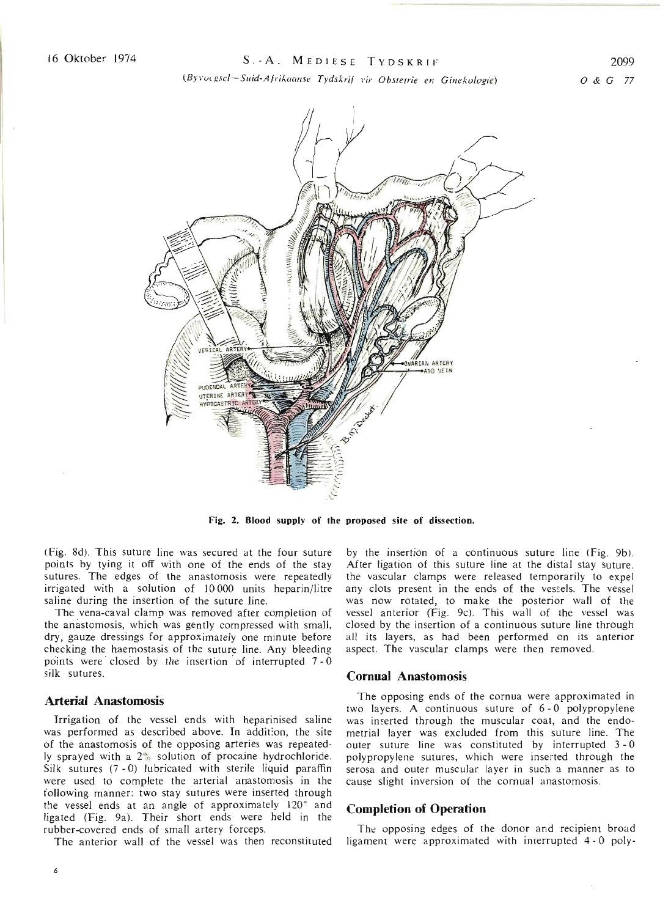Fig. 2. Blood supply of the proposed site of dissection.

(Fig. 8d). This suture line was secured at the four suture points by tying it off with one of the ends of the stay sutures. The edges of the anastomosis were repeatedly irrigated with a solution of 10 000 units heparin/litre saline during the insertion of the suture line.

The vena-caval clamp was removed after completion of the anastomosis, which was gently compressed with small, dry, gauze dressings for approximately one minute before checking the haemostasis of the suture line. Any bleeding points were closed by the insertion of interrupted 7 - 0 silk sutures.

## Arterial Anastomosis

Irrigation of the vessel ends with heparinised saline was performed as described above. In addition, the site of the anastomosis of the opposing arteries was repeatedly sprayed with a 2% solution of procaine hydrochloride. Silk sutures (7 - 0) lubricated with sterile liquid paraffin were used to complete the arterial anastomosis in the following manner: two stay sutures were inserted through the vessel ends at an angle of approximately 120° and ligated (Fig. 9a). Their short ends were held in the rubber-covered ends of small artery forceps.

The anterior wall of the vessel was then reconstituted by the insertion of a continuous suture line (Fig. 9b). After ligation of this suture line at the distal stay suture, the vascular clamps were released temporarily to expel any clots present in the ends of the vessels. The vessel was now rotated, to make the posterior wall of the vessel anterior (Fig. 9c). This wall of the vessel was closed by the insertion of a continuous suture line through all its layers, as had been performed on its anterior aspect. The vascular clamps were then removed.

## Cornual Anastomosis

The opposing ends of the cornua were approximated in two layers. A continuous suture of 6 - 0 polypropylene was inserted through the muscular coat, and the endometrial layer was excluded from this suture line. The outer suture line was constituted by interrupted 3 - 0 polypropylene sutures, which were inserted through the serosa and outer muscular layer in such a manner as to cause slight inversion of the cornual anastomosis.

## Completion of Operation

The opposing edges of the donor and recipient broad ligament were approximated with interrupted 4 - 0 poly-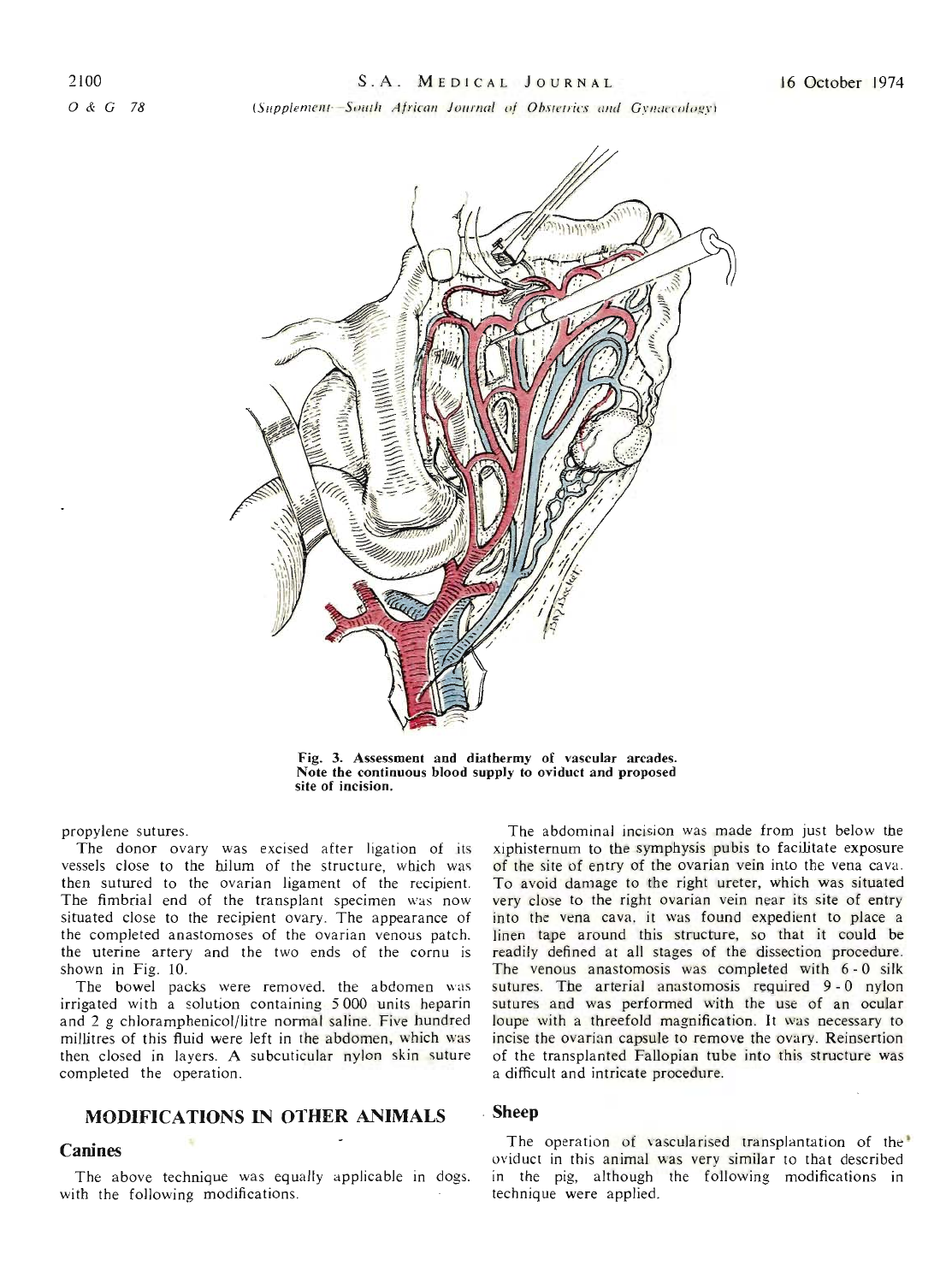Fig. 3. Assessment and diathermy of vascular arcades. Note the continuous blood supply to oviduct and proposed site of incision.

propylene sutures.

The donor ovary was excised after ligation of its vessels close to the hilum of the structure, which was then sutured to the ovarian ligament of the recipient. The fimbrial end of the transplant specimen was now situated close to the recipient ovary. The appearance of the completed anastomoses of the ovarian venous patch, the uterine artery and the two ends of the cornu is shown in Fig. 10.

The bowel packs were removed, the abdomen was irrigated with a solution containing 5 000 units heparin and 2 g chloramphenicol/litre normal saline. Five hundred millitres of this fluid were left in the abdomen, which was then closed in layers. A subcuticular nylon skin suture completed the operation.

## MODIFICATIONS IN OTHER ANIMALS

### Canines

The above technique was equally applicable in dogs, with the following modifications.

The abdominal incision was made from just below the xiphisternum to the symphysis pubis to facilitate exposure of the site of entry of the ovarian vein into the vena cava. To avoid damage to the right ureter, which was situated very close to the right ovarian vein near its site of entry into the vena cava, it was found expedient to place a linen tape around this structure, so that it could be readily defined at all stages of the dissection procedure. The venous anastomosis was completed with 6 - 0 silk sutures. The arterial anastomosis required 9 - 0 nylon sutures and was performed with the use of an ocular loupe with a threefold magnification. It was necessary to incise the ovarian capsule to remove the ovary. Reinsertion of the transplanted Fallopian tube into this structure was a difficult and intricate procedure.

### Sheep

The operation of vascularised transplantation of the oviduct in this animal was very similar to that described in the pig, although the following modifications in technique were applied.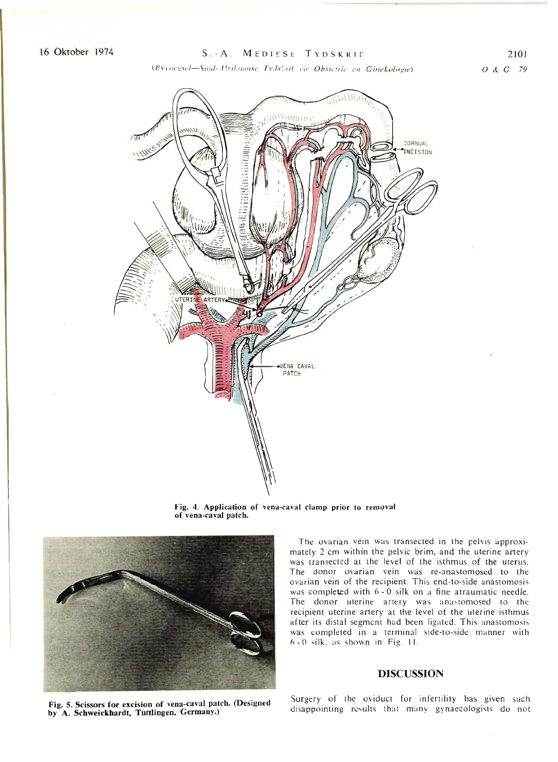Fig. 4. Application of vena-caval clamp prior to removal of vena-caval patch.

Fig. 5. Scissors for excision of vena-caval patch. (Designed by A. Schweickhardt, Tuttlingen, Germany.)

The ovarian vein was transected in the pelvis approximately 2 cm within the pelvic brim, and the uterine artery was transected at the level of the isthmus of the uterus. The donor ovarian vein was re-anastomosed to the ovarian vein of the recipient. This end-to-side anastomosis was completed with 6 - 0 silk on a fine atraumatic needle. The donor uterine artery was anastomosed to the recipient uterine artery at the level of the uterine isthmus after its distal segment had been ligated. This anastomosis was completed in a terminal side-to-side manner with 6 - 0 silk, as shown in Fig. 11.

## DISCUSSION

Surgery of the oviduct for infertility has given such disappointing results that many gynaecologists do not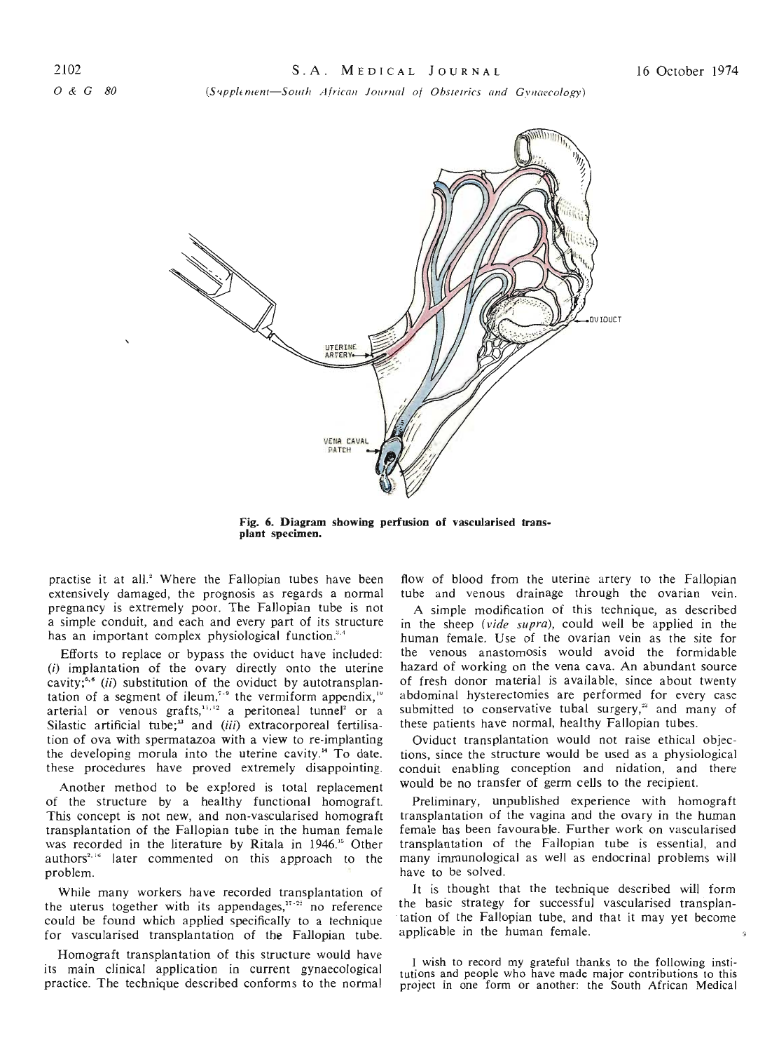Fig. 6. Diagram showing perfusion of vascularised transplant specimen.

practise it at all.[2] Where the Fallopian tubes have been extensively damaged, the prognosis as regards a normal pregnancy is extremely poor. The Fallopian tube is not a simple conduit, and each and every part of its structure has an important complex physiological function.[3,4]

Efforts to replace or bypass the oviduct have included: (*i*) implantation of the ovary directly onto the uterine cavity;[5,6] (*ii*) substitution of the oviduct by autotransplantation of a segment of ileum,[7-9] the vermiform appendix,[10] arterial or venous grafts,[11,12] a peritoneal tunnel[2] or a Silastic artificial tube;[13] and (*iii*) extracorporeal fertilisation of ova with spermatazoa with a view to re-implanting the developing morula into the uterine cavity.[14] To date. these procedures have proved extremely disappointing.

Another method to be explored is total replacement of the structure by a healthy functional homograft. This concept is not new, and non-vascularised homograft transplantation of the Fallopian tube in the human female was recorded in the literature by Ritala in 1946.[15] Other authors[2,16] later commented on this approach to the problem.

While many workers have recorded transplantation of the uterus together with its appendages,[17-22] no reference could be found which applied specifically to a technique for vascularised transplantation of the Fallopian tube.

Homograft transplantation of this structure would have its main clinical application in current gynaecological practice. The technique described conforms to the normal flow of blood from the uterine artery to the Fallopian tube and venous drainage through the ovarian vein.

A simple modification of this technique, as described in the sheep (*vide supra*), could well be applied in the human female. Use of the ovarian vein as the site for the venous anastomosis would avoid the formidable hazard of working on the vena cava. An abundant source of fresh donor material is available, since about twenty abdominal hysterectomies are performed for every case submitted to conservative tubal surgery,[23] and many of these patients have normal, healthy Fallopian tubes.

Oviduct transplantation would not raise ethical objections, since the structure would be used as a physiological conduit enabling conception and nidation, and there would be no transfer of germ cells to the recipient.

Preliminary, unpublished experience with homograft transplantation of the vagina and the ovary in the human female has been favourable. Further work on vascularised transplantation of the Fallopian tube is essential, and many immunological as well as endocrinal problems will have to be solved.

It is thought that the technique described will form the basic strategy for successful vascularised transplantation of the Fallopian tube, and that it may yet become applicable in the human female.

I wish to record my grateful thanks to the following institutions and people who have made major contributions to this project in one form or another: the South African Medical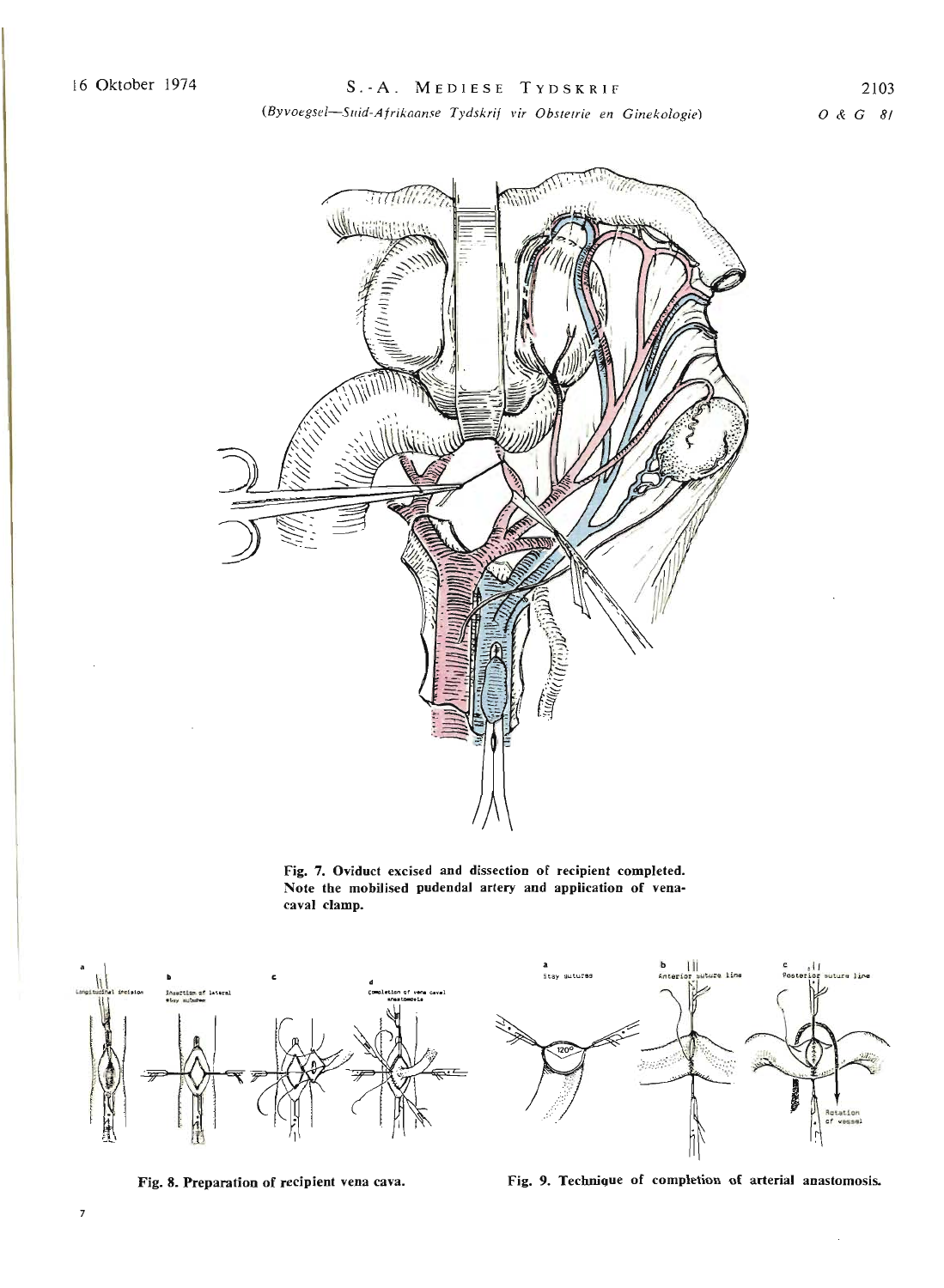Fig. 7. Oviduct excised and dissection of recipient completed. Note the mobilised pudendal artery and application of vena-caval clamp.

a Longitudinal incision

b Insertion of lateral stay sutures

c

d Completion of vena caval anastomosis

Fig. 8. Preparation of recipient vena cava.

a Stay sutures

120°

b Anterior suture line

c Posterior suture line

Rotation of vessel

Fig. 9. Technique of completion of arterial anastomosis.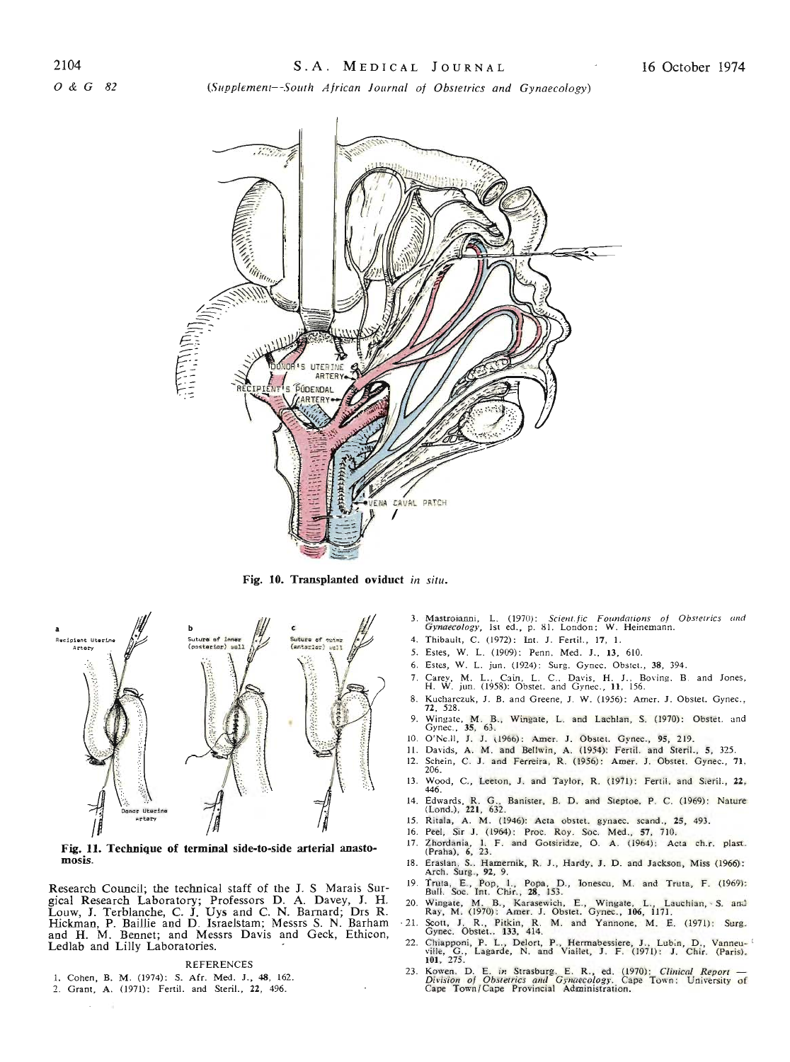Fig. 10. Transplanted oviduct *in situ*.

Fig. 11. Technique of terminal side-to-side arterial anastomosis.

Research Council; the technical staff of the J. S. Marais Surgical Research Laboratory; Professors D. A. Davey, J. H. Louw, J. Terblanche, C. J. Uys and C. N. Barnard; Drs R. Hickman, P. Baillie and D. Israelstam; Messrs S. N. Barham and H. M. Bennet; and Messrs Davis and Geck, Ethicon, Ledlab and Lilly Laboratories.

## REFERENCES

1. Cohen, B. M. (1974): S. Afr. Med. J., **48**, 162.
2. Grant, A. (1971): Fertil. and Steril., **22**, 496.
3. Mastroianni, L. (1970): *Scientific Foundations of Obstetrics and Gynaecology*, 1st ed., p. 81. London: W. Heinemann.
4. Thibault, C. (1972): Int. J. Fertil., **17**, 1.
5. Estes, W. L. (1909): Penn. Med. J., **13**, 610.
6. Estes, W. L. jun. (1924): Surg. Gynec. Obstet., **38**, 394.
7. Carey, M. L., Cain, L. C., Davis, H. J., Boving, B. and Jones, H. W. jun. (1958): Obstet. and Gynec., **11**, 156.
8. Kucharczuk, J. B. and Greene, J. W. (1956): Amer. J. Obstet. Gynec., **72**, 528.
9. Wingate, M. B., Wingate, L. and Lachlan, S. (1970): Obstet. and Gynec., **35**, 63.
10. O'Neill, J. J. (1966): Amer. J. Obstet. Gynec., **95**, 219.
11. Davids, A. M. and Bellwin, A. (1954): Fertil. and Steril., **5**, 325.
12. Schein, C. J. and Ferreira, R. (1956): Amer. J. Obstet. Gynec., **71**, 206.
13. Wood, C., Leeton, J. and Taylor, R. (1971): Fertil. and Steril., **22**, 446.
14. Edwards, R. G., Banister, B. D. and Steptoe, P. C. (1969): Nature (Lond.), **221**, 632.
15. Ritala, A. M. (1946): Acta obstet. gynaec. scand., **25**, 493.
16. Peel, Sir J. (1964): Proc. Roy. Soc. Med., **57**, 710.
17. Zhordania, I. F. and Gotsiridze, O. A. (1964): Acta chir. plast. (Praha), **6**, 23.
18. Eraslan, S., Hamernik, R. J., Hardy, J. D. and Jackson, Miss (1966): Arch. Surg., **92**, 9.
19. Truta, E., Pop, I., Popa, D., Ionescu, M. and Truta, F. (1969): Bull. Soc. Int. Chir., **28**, 153.
20. Wingate, M. B., Karasewich, E., Wingate, L., Lauchian, S. and Ray, M. (1970): Amer. J. Obstet. Gynec., **106**, 1171.
21. Scott, J. R., Pitkin, R. M. and Yannone, M. E. (1971): Surg. Gynec. Obstet., **133**, 414.
22. Chiapponi, P. L., Delort, P., Hermabessiere, J., Lubin, D., Vanneuville, G., Lagarde, N. and Viallet, J. F. (1971): J. Chir. (Paris), **101**, 275.
23. Kowen, D. E. *in* Strasburg, E. R., ed. (1970): *Clinical Report — Division of Obstetrics and Gynaecology*. Cape Town: University of Cape Town/Cape Provincial Administration.